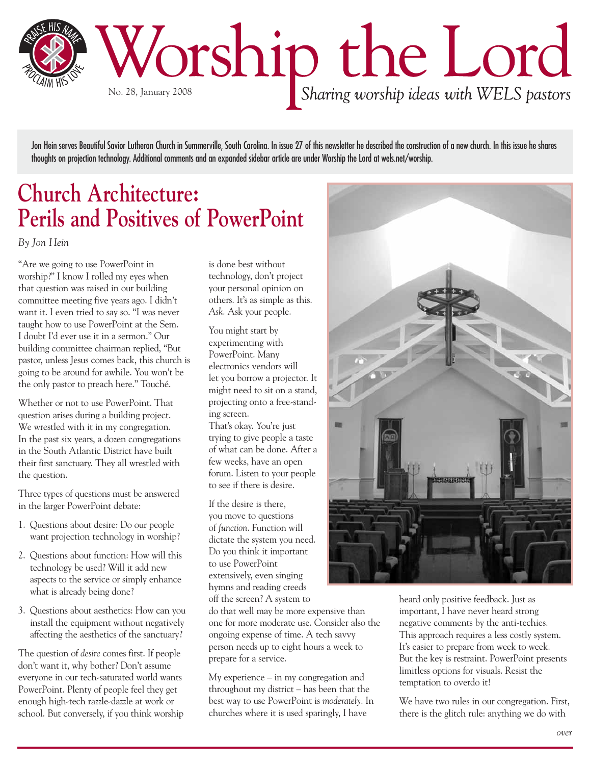# Worship the Lord

No. 28, January 2008

*Sharing worship ideas with WELS pastors*

Jon Hein serves Beautiful Savior Lutheran Church in Summerville, South Carolina. In issue 27 of this newsletter he described the construction of a new church. In this issue he shares thoughts on projection technology. Additional comments and an expanded sidebar article are under Worship the Lord at wels.net/worship.

## Church Architecture: Perils and Positives of PowerPoint

*By Jon Hein*

"Are we going to use PowerPoint in worship?" I know I rolled my eyes when that question was raised in our building committee meeting five years ago. I didn't want it. I even tried to say so. "I was never taught how to use PowerPoint at the Sem. I doubt I'd ever use it in a sermon." Our building committee chairman replied, "But pastor, unless Jesus comes back, this church is going to be around for awhile. You won't be the only pastor to preach here." Touché.

Whether or not to use PowerPoint. That question arises during a building project. We wrestled with it in my congregation. In the past six years, a dozen congregations in the South Atlantic District have built their first sanctuary. They all wrestled with the question.

Three types of questions must be answered in the larger PowerPoint debate:

1. Questions about desire: Do our people want projection technology in worship?
2. Questions about function: How will this technology be used? Will it add new aspects to the service or simply enhance what is already being done?
3. Questions about aesthetics: How can you install the equipment without negatively affecting the aesthetics of the sanctuary?

The question of *desire* comes first. If people don't want it, why bother? Don't assume everyone in our tech-saturated world wants PowerPoint. Plenty of people feel they get enough high-tech razzle-dazzle at work or school. But conversely, if you think worship is done best without technology, don't project your personal opinion on others. It's as simple as this. *Ask.* Ask your people.

You might start by experimenting with PowerPoint. Many electronics vendors will let you borrow a projector. It might need to sit on a stand, projecting onto a free-standing screen. That's okay. You're just trying to give people a taste of what can be done. After a few weeks, have an open forum. Listen to your people to see if there is desire.

If the desire is there, you move to questions of *function*. Function will dictate the system you need. Do you think it important to use PowerPoint extensively, even singing hymns and reading creeds off the screen? A system to do that well may be more expensive than one for more moderate use. Consider also the ongoing expense of time. A tech savvy person needs up to eight hours a week to prepare for a service.

My experience – in my congregation and throughout my district – has been that the best way to use PowerPoint is *moderately*. In churches where it is used sparingly, I have heard only positive feedback. Just as important, I have never heard strong negative comments by the anti-techies. This approach requires a less costly system. It's easier to prepare from week to week. But the key is restraint. PowerPoint presents limitless options for visuals. Resist the temptation to overdo it!

We have two rules in our congregation. First, there is the glitch rule: anything we do with

*over*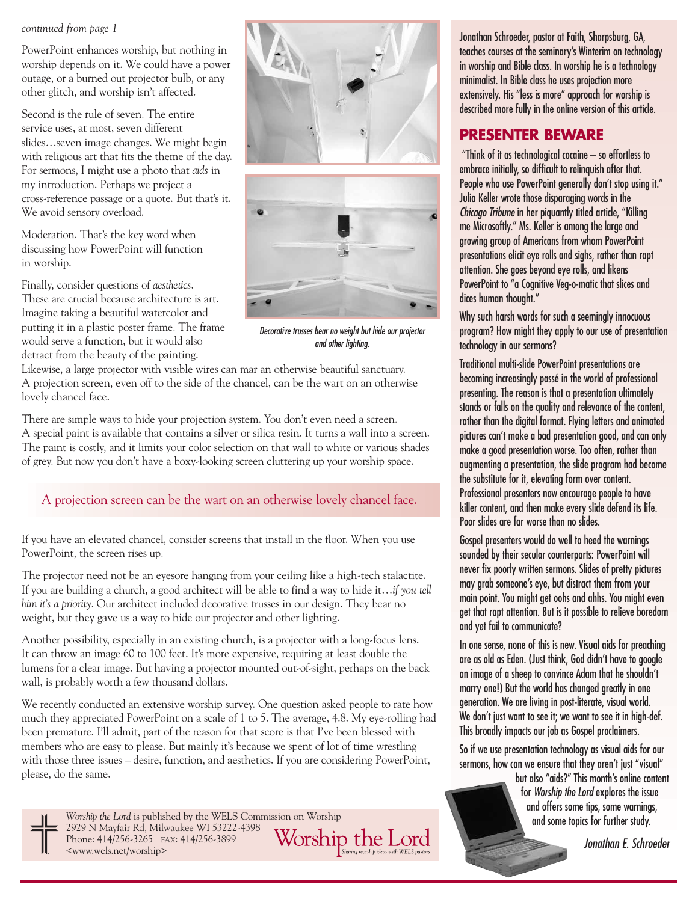*continued from page 1*

PowerPoint enhances worship, but nothing in worship depends on it. We could have a power outage, or a burned out projector bulb, or any other glitch, and worship isn't affected.

Second is the rule of seven. The entire service uses, at most, seven different slides…seven image changes. We might begin with religious art that fits the theme of the day. For sermons, I might use a photo that *aids* in my introduction. Perhaps we project a cross-reference passage or a quote. But that's it. We avoid sensory overload.

Moderation. That's the key word when discussing how PowerPoint will function in worship.

Finally, consider questions of *aesthetics*. These are crucial because architecture is art. Imagine taking a beautiful watercolor and putting it in a plastic poster frame. The frame would serve a function, but it would also detract from the beauty of the painting. Likewise, a large projector with visible wires can mar an otherwise beautiful sanctuary. A projection screen, even off to the side of the chancel, can be the wart on an otherwise lovely chancel face.

*Decorative trusses bear no weight but hide our projector and other lighting.*

There are simple ways to hide your projection system. You don't even need a screen. A special paint is available that contains a silver or silica resin. It turns a wall into a screen. The paint is costly, and it limits your color selection on that wall to white or various shades of grey. But now you don't have a boxy-looking screen cluttering up your worship space.

> A projection screen can be the wart on an otherwise lovely chancel face.

If you have an elevated chancel, consider screens that install in the floor. When you use PowerPoint, the screen rises up.

The projector need not be an eyesore hanging from your ceiling like a high-tech stalactite. If you are building a church, a good architect will be able to find a way to hide it…*if you tell him it's a priority*. Our architect included decorative trusses in our design. They bear no weight, but they gave us a way to hide our projector and other lighting.

Another possibility, especially in an existing church, is a projector with a long-focus lens. It can throw an image 60 to 100 feet. It's more expensive, requiring at least double the lumens for a clear image. But having a projector mounted out-of-sight, perhaps on the back wall, is probably worth a few thousand dollars.

We recently conducted an extensive worship survey. One question asked people to rate how much they appreciated PowerPoint on a scale of 1 to 5. The average, 4.8. My eye-rolling had been premature. I'll admit, part of the reason for that score is that I've been blessed with members who are easy to please. But mainly it's because we spent of lot of time wrestling with those three issues – desire, function, and aesthetics. If you are considering PowerPoint, please, do the same.

Jonathan Schroeder, pastor at Faith, Sharpsburg, GA, teaches courses at the seminary's Winterim on technology in worship and Bible class. In worship he is a technology minimalist. In Bible class he uses projection more extensively. His "less is more" approach for worship is described more fully in the online version of this article.

## PRESENTER BEWARE

"Think of it as technological cocaine – so effortless to embrace initially, so difficult to relinquish after that. People who use PowerPoint generally don't stop using it." Julia Keller wrote those disparaging words in the *Chicago Tribune* in her piquantly titled article, "Killing me Microsoftly." Ms. Keller is among the large and growing group of Americans from whom PowerPoint presentations elicit eye rolls and sighs, rather than rapt attention. She goes beyond eye rolls, and likens PowerPoint to "a Cognitive Veg-o-matic that slices and dices human thought."

Why such harsh words for such a seemingly innocuous program? How might they apply to our use of presentation technology in our sermons?

Traditional multi-slide PowerPoint presentations are becoming increasingly passé in the world of professional presenting. The reason is that a presentation ultimately stands or falls on the quality and relevance of the content, rather than the digital format. Flying letters and animated pictures can't make a bad presentation good, and can only make a good presentation worse. Too often, rather than augmenting a presentation, the slide program had become the substitute for it, elevating form over content. Professional presenters now encourage people to have killer content, and then make every slide defend its life. Poor slides are far worse than no slides.

Gospel presenters would do well to heed the warnings sounded by their secular counterparts: PowerPoint will never fix poorly written sermons. Slides of pretty pictures may grab someone's eye, but distract them from your main point. You might get oohs and ahhs. You might even get that rapt attention. But is it possible to relieve boredom and yet fail to communicate?

In one sense, none of this is new. Visual aids for preaching are as old as Eden. (Just think, God didn't have to google an image of a sheep to convince Adam that he shouldn't marry one!) But the world has changed greatly in one generation. We are living in post-literate, visual world. We don't just want to see it; we want to see it in high-def. This broadly impacts our job as Gospel proclaimers.

So if we use presentation technology as visual aids for our sermons, how can we ensure that they aren't just "visual" but also "aids?" This month's online content for *Worship the Lord* explores the issue and offers some tips, some warnings, and some topics for further study.

*Jonathan E. Schroeder*

*Worship the Lord* is published by the WELS Commission on Worship
2929 N Mayfair Rd, Milwaukee WI 53222-4398
Phone: 414/256-3265 FAX: 414/256-3899
<www.wels.net/worship>

Worship the Lord
*Sharing worship ideas with WELS pastors*